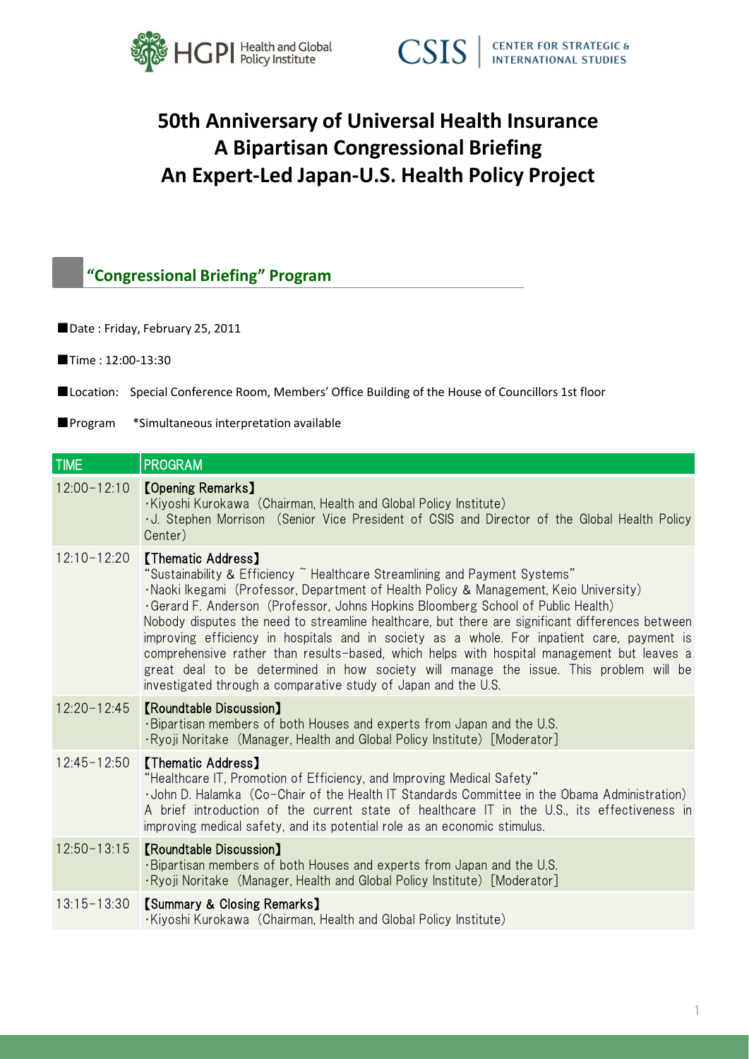# 50th Anniversary of Universal Health Insurance
# A Bipartisan Congressional Briefing
# An Expert-Led Japan-U.S. Health Policy Project

## "Congressional Briefing" Program

■Date : Friday, February 25, 2011

■Time : 12:00-13:30

■Location: Special Conference Room, Members' Office Building of the House of Councillors 1st floor

■Program *Simultaneous interpretation available

| TIME | PROGRAM |
|---|---|
| 12:00-12:10 | 【Opening Remarks】<br>・Kiyoshi Kurokawa (Chairman, Health and Global Policy Institute)<br>・J. Stephen Morrison (Senior Vice President of CSIS and Director of the Global Health Policy Center) |
| 12:10-12:20 | 【Thematic Address】<br>"Sustainability & Efficiency ~ Healthcare Streamlining and Payment Systems"<br>・Naoki Ikegami (Professor, Department of Health Policy & Management, Keio University)<br>・Gerard F. Anderson (Professor, Johns Hopkins Bloomberg School of Public Health)<br>Nobody disputes the need to streamline healthcare, but there are significant differences between improving efficiency in hospitals and in society as a whole. For inpatient care, payment is comprehensive rather than results-based, which helps with hospital management but leaves a great deal to be determined in how society will manage the issue. This problem will be investigated through a comparative study of Japan and the U.S. |
| 12:20-12:45 | 【Roundtable Discussion】<br>・Bipartisan members of both Houses and experts from Japan and the U.S.<br>・Ryoji Noritake (Manager, Health and Global Policy Institute) [Moderator] |
| 12:45-12:50 | 【Thematic Address】<br>"Healthcare IT, Promotion of Efficiency, and Improving Medical Safety"<br>・John D. Halamka (Co-Chair of the Health IT Standards Committee in the Obama Administration)<br>A brief introduction of the current state of healthcare IT in the U.S., its effectiveness in improving medical safety, and its potential role as an economic stimulus. |
| 12:50-13:15 | 【Roundtable Discussion】<br>・Bipartisan members of both Houses and experts from Japan and the U.S.<br>・Ryoji Noritake (Manager, Health and Global Policy Institute) [Moderator] |
| 13:15-13:30 | 【Summary & Closing Remarks】<br>・Kiyoshi Kurokawa (Chairman, Health and Global Policy Institute) |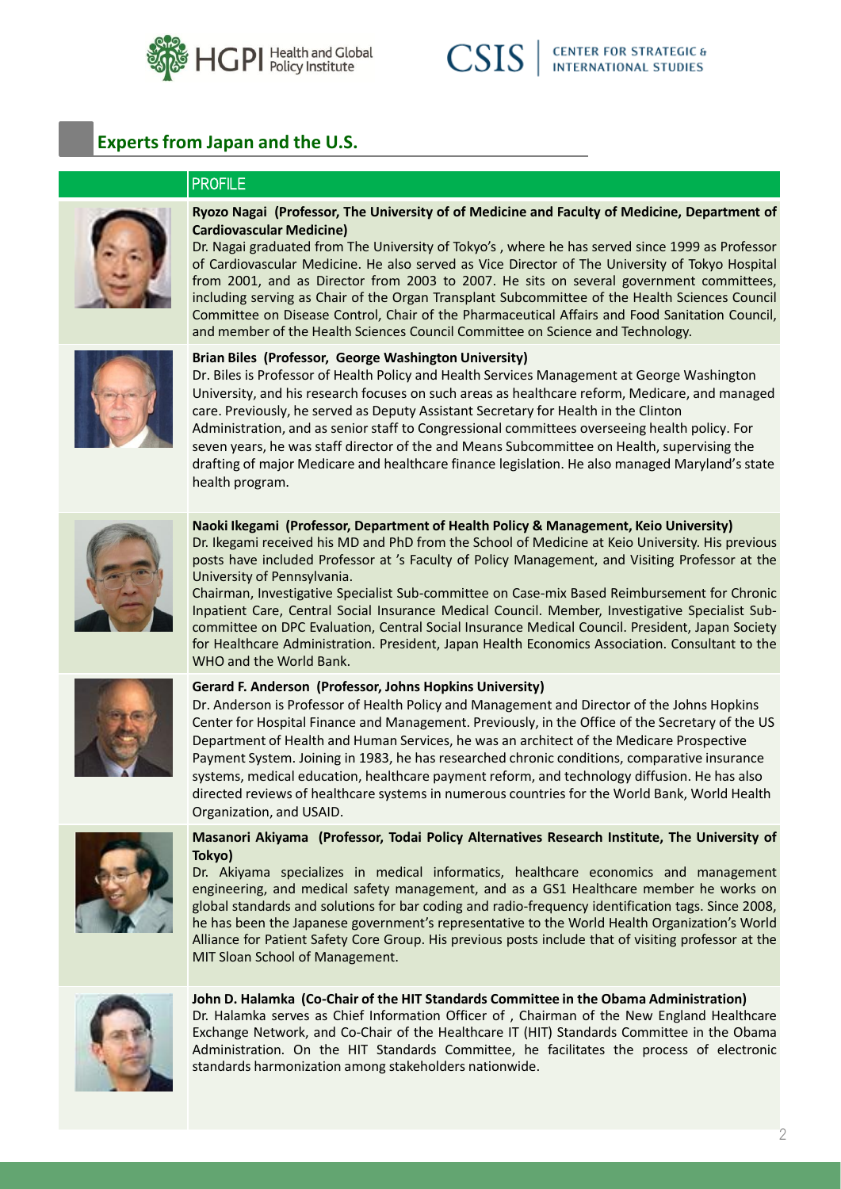## Experts from Japan and the U.S.

PROFILE

**Ryozo Nagai (Professor, The University of of Medicine and Faculty of Medicine, Department of Cardiovascular Medicine)**
Dr. Nagai graduated from The University of Tokyo's , where he has served since 1999 as Professor of Cardiovascular Medicine. He also served as Vice Director of The University of Tokyo Hospital from 2001, and as Director from 2003 to 2007. He sits on several government committees, including serving as Chair of the Organ Transplant Subcommittee of the Health Sciences Council Committee on Disease Control, Chair of the Pharmaceutical Affairs and Food Sanitation Council, and member of the Health Sciences Council Committee on Science and Technology.

**Brian Biles (Professor, George Washington University)**
Dr. Biles is Professor of Health Policy and Health Services Management at George Washington University, and his research focuses on such areas as healthcare reform, Medicare, and managed care. Previously, he served as Deputy Assistant Secretary for Health in the Clinton Administration, and as senior staff to Congressional committees overseeing health policy. For seven years, he was staff director of the and Means Subcommittee on Health, supervising the drafting of major Medicare and healthcare finance legislation. He also managed Maryland's state health program.

**Naoki Ikegami (Professor, Department of Health Policy & Management, Keio University)**
Dr. Ikegami received his MD and PhD from the School of Medicine at Keio University. His previous posts have included Professor at 's Faculty of Policy Management, and Visiting Professor at the University of Pennsylvania.
Chairman, Investigative Specialist Sub-committee on Case-mix Based Reimbursement for Chronic Inpatient Care, Central Social Insurance Medical Council. Member, Investigative Specialist Sub-committee on DPC Evaluation, Central Social Insurance Medical Council. President, Japan Society for Healthcare Administration. President, Japan Health Economics Association. Consultant to the WHO and the World Bank.

**Gerard F. Anderson (Professor, Johns Hopkins University)**
Dr. Anderson is Professor of Health Policy and Management and Director of the Johns Hopkins Center for Hospital Finance and Management. Previously, in the Office of the Secretary of the US Department of Health and Human Services, he was an architect of the Medicare Prospective Payment System. Joining in 1983, he has researched chronic conditions, comparative insurance systems, medical education, healthcare payment reform, and technology diffusion. He has also directed reviews of healthcare systems in numerous countries for the World Bank, World Health Organization, and USAID.

**Masanori Akiyama (Professor, Todai Policy Alternatives Research Institute, The University of Tokyo)**
Dr. Akiyama specializes in medical informatics, healthcare economics and management engineering, and medical safety management, and as a GS1 Healthcare member he works on global standards and solutions for bar coding and radio-frequency identification tags. Since 2008, he has been the Japanese government's representative to the World Health Organization's World Alliance for Patient Safety Core Group. His previous posts include that of visiting professor at the MIT Sloan School of Management.

**John D. Halamka (Co-Chair of the HIT Standards Committee in the Obama Administration)**
Dr. Halamka serves as Chief Information Officer of , Chairman of the New England Healthcare Exchange Network, and Co-Chair of the Healthcare IT (HIT) Standards Committee in the Obama Administration. On the HIT Standards Committee, he facilitates the process of electronic standards harmonization among stakeholders nationwide.